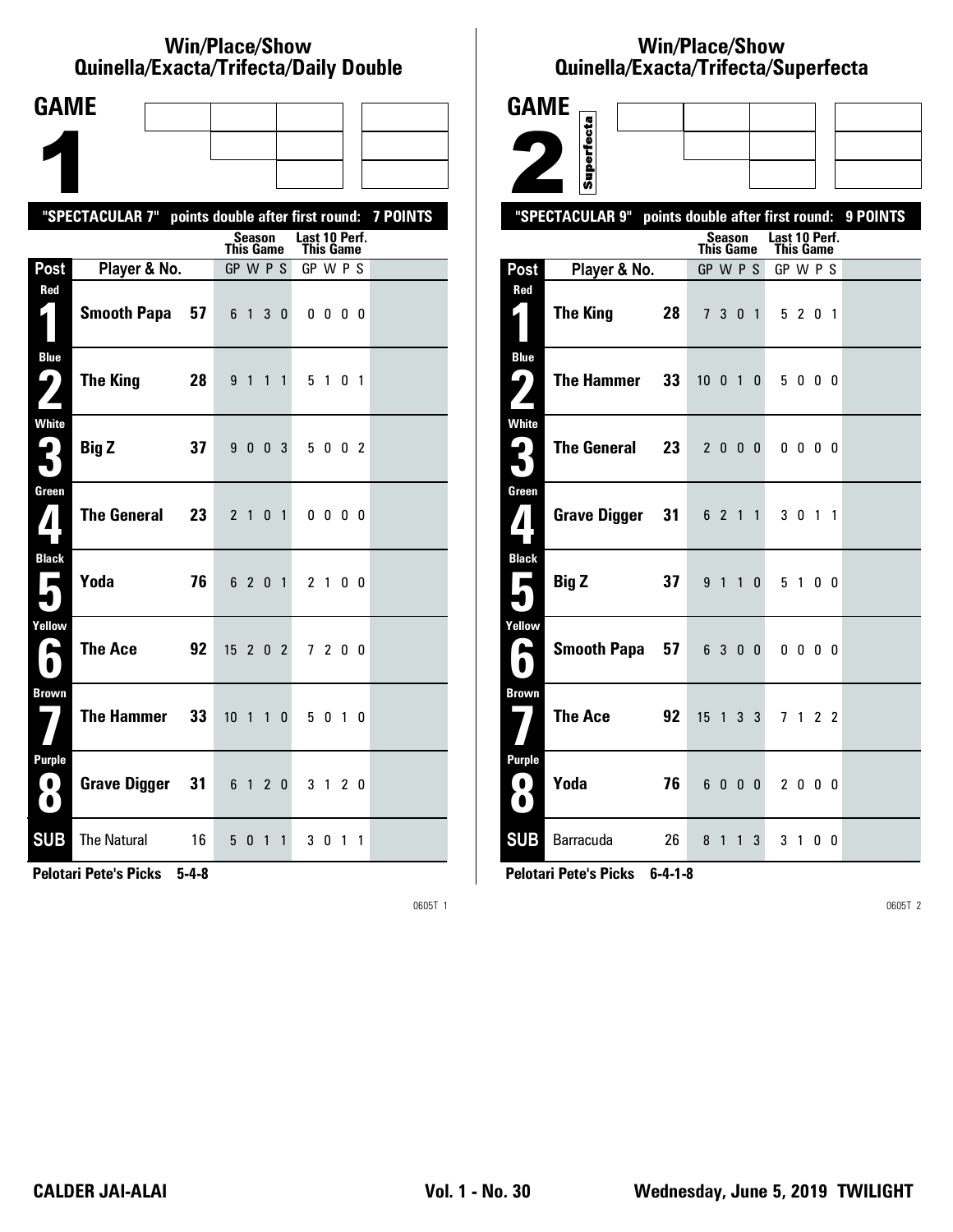## Win/Place/Show
## Quinella/Exacta/Trifecta/Daily Double

# GAME 1

"SPECTACULAR 7" points double after first round: 7 POINTS

| Post | Player & No. | | Season This Game GP W P S | Last 10 Perf. This Game GP W P S |
|---|---|---|---|---|
| Red 1 | Smooth Papa | 57 | 6 1 3 0 | 0 0 0 0 |
| Blue 2 | The King | 28 | 9 1 1 1 | 5 1 0 1 |
| White 3 | Big Z | 37 | 9 0 0 3 | 5 0 0 2 |
| Green 4 | The General | 23 | 2 1 0 1 | 0 0 0 0 |
| Black 5 | Yoda | 76 | 6 2 0 1 | 2 1 0 0 |
| Yellow 6 | The Ace | 92 | 15 2 0 2 | 7 2 0 0 |
| Brown 7 | The Hammer | 33 | 10 1 1 0 | 5 0 1 0 |
| Purple 8 | Grave Digger | 31 | 6 1 2 0 | 3 1 2 0 |
| SUB | The Natural | 16 | 5 0 1 1 | 3 0 1 1 |

**Pelotari Pete's Picks 5-4-8**

0605T 1

## Win/Place/Show
## Quinella/Exacta/Trifecta/Superfecta

# GAME 2

Superfecta

"SPECTACULAR 9" points double after first round: 9 POINTS

| Post | Player & No. | | Season This Game GP W P S | Last 10 Perf. This Game GP W P S |
|---|---|---|---|---|
| Red 1 | The King | 28 | 7 3 0 1 | 5 2 0 1 |
| Blue 2 | The Hammer | 33 | 10 0 1 0 | 5 0 0 0 |
| White 3 | The General | 23 | 2 0 0 0 | 0 0 0 0 |
| Green 4 | Grave Digger | 31 | 6 2 1 1 | 3 0 1 1 |
| Black 5 | Big Z | 37 | 9 1 1 0 | 5 1 0 0 |
| Yellow 6 | Smooth Papa | 57 | 6 3 0 0 | 0 0 0 0 |
| Brown 7 | The Ace | 92 | 15 1 3 3 | 7 1 2 2 |
| Purple 8 | Yoda | 76 | 6 0 0 0 | 2 0 0 0 |
| SUB | Barracuda | 26 | 8 1 1 3 | 3 1 0 0 |

**Pelotari Pete's Picks 6-4-1-8**

0605T 2

CALDER JAI-ALAI Vol. 1 - No. 30 Wednesday, June 5, 2019 TWILIGHT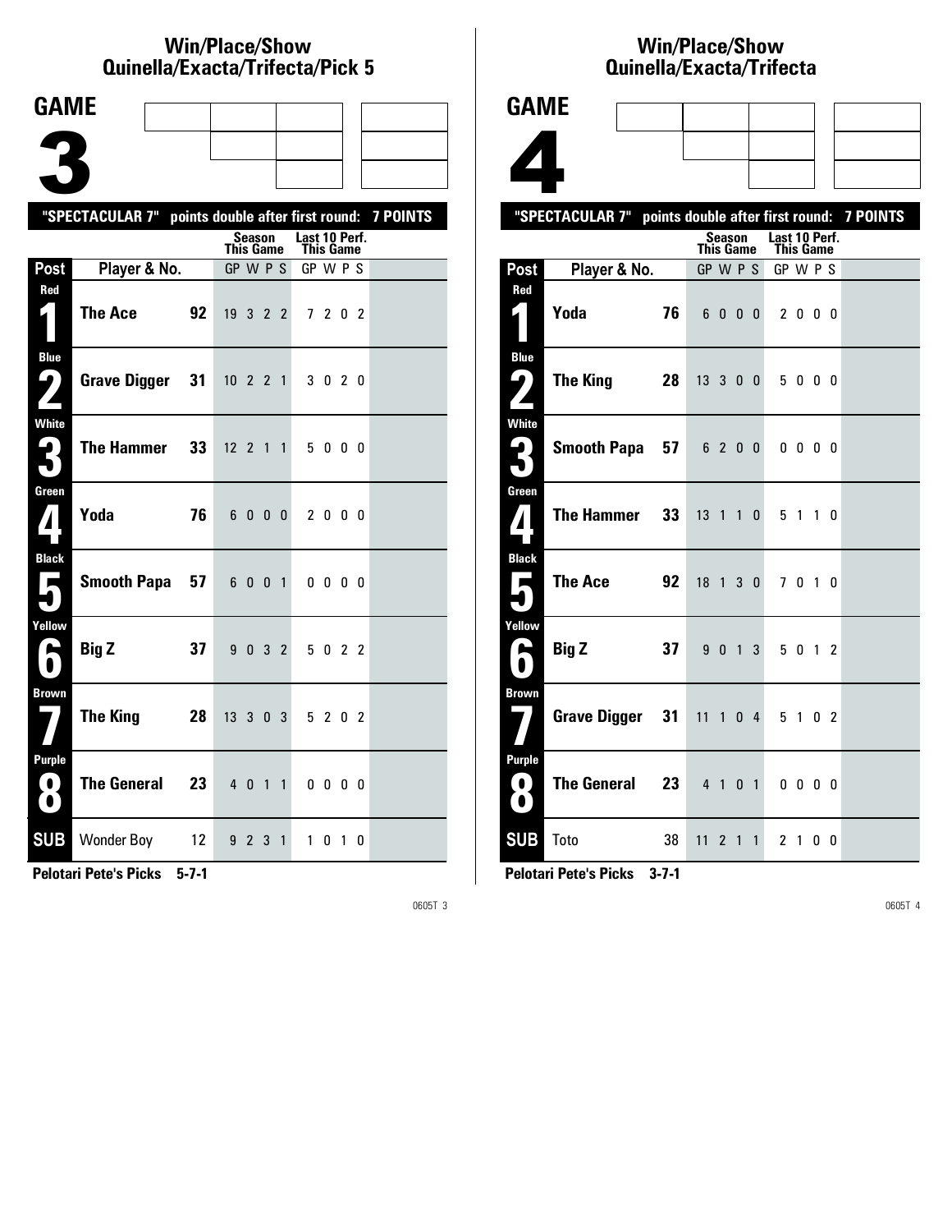## Win/Place/Show Quinella/Exacta/Trifecta/Pick 5

# GAME 3

"SPECTACULAR 7" points double after first round: 7 POINTS

| Post | Player & No. | | Season This Game GP | W | P | S | Last 10 Perf. This Game GP | W | P | S |
|---|---|---|---|---|---|---|---|---|---|---|
| Red 1 | The Ace | 92 | 19 | 3 | 2 | 2 | 7 | 2 | 0 | 2 |
| Blue 2 | Grave Digger | 31 | 10 | 2 | 2 | 1 | 3 | 0 | 2 | 0 |
| White 3 | The Hammer | 33 | 12 | 2 | 1 | 1 | 5 | 0 | 0 | 0 |
| Green 4 | Yoda | 76 | 6 | 0 | 0 | 0 | 2 | 0 | 0 | 0 |
| Black 5 | Smooth Papa | 57 | 6 | 0 | 0 | 1 | 0 | 0 | 0 | 0 |
| Yellow 6 | Big Z | 37 | 9 | 0 | 3 | 2 | 5 | 0 | 2 | 2 |
| Brown 7 | The King | 28 | 13 | 3 | 0 | 3 | 5 | 2 | 0 | 2 |
| Purple 8 | The General | 23 | 4 | 0 | 1 | 1 | 0 | 0 | 0 | 0 |
| SUB | Wonder Boy | 12 | 9 | 2 | 3 | 1 | 1 | 0 | 1 | 0 |

**Pelotari Pete's Picks 5-7-1**

## Win/Place/Show Quinella/Exacta/Trifecta

# GAME 4

"SPECTACULAR 7" points double after first round: 7 POINTS

| Post | Player & No. | | Season This Game GP | W | P | S | Last 10 Perf. This Game GP | W | P | S |
|---|---|---|---|---|---|---|---|---|---|---|
| Red 1 | Yoda | 76 | 6 | 0 | 0 | 0 | 2 | 0 | 0 | 0 |
| Blue 2 | The King | 28 | 13 | 3 | 0 | 0 | 5 | 0 | 0 | 0 |
| White 3 | Smooth Papa | 57 | 6 | 2 | 0 | 0 | 0 | 0 | 0 | 0 |
| Green 4 | The Hammer | 33 | 13 | 1 | 1 | 0 | 5 | 1 | 1 | 0 |
| Black 5 | The Ace | 92 | 18 | 1 | 3 | 0 | 7 | 0 | 1 | 0 |
| Yellow 6 | Big Z | 37 | 9 | 0 | 1 | 3 | 5 | 0 | 1 | 2 |
| Brown 7 | Grave Digger | 31 | 11 | 1 | 0 | 4 | 5 | 1 | 0 | 2 |
| Purple 8 | The General | 23 | 4 | 1 | 0 | 1 | 0 | 0 | 0 | 0 |
| SUB | Toto | 38 | 11 | 2 | 1 | 1 | 2 | 1 | 0 | 0 |

**Pelotari Pete's Picks 3-7-1**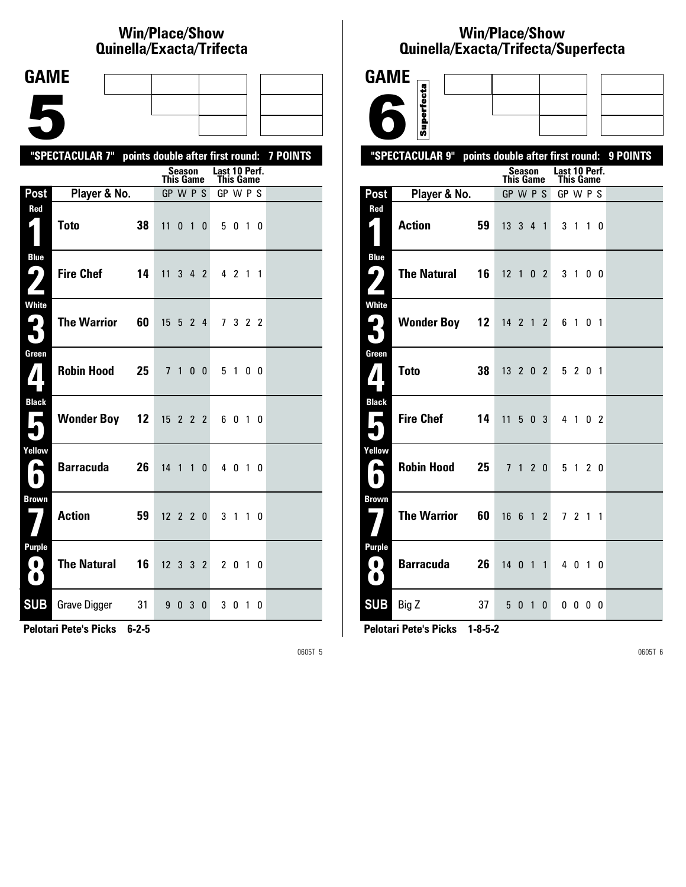# Win/Place/Show
## Quinella/Exacta/Trifecta

**GAME 5**

"SPECTACULAR 7" points double after first round: 7 POINTS

| Post | Player & No. | | Season This Game GP W P S | Last 10 Perf. This Game GP W P S |
|---|---|---|---|---|
| Red 1 | Toto | 38 | 11 0 1 0 | 5 0 1 0 |
| Blue 2 | Fire Chef | 14 | 11 3 4 2 | 4 2 1 1 |
| White 3 | The Warrior | 60 | 15 5 2 4 | 7 3 2 2 |
| Green 4 | Robin Hood | 25 | 7 1 0 0 | 5 1 0 0 |
| Black 5 | Wonder Boy | 12 | 15 2 2 2 | 6 0 1 0 |
| Yellow 6 | Barracuda | 26 | 14 1 1 0 | 4 0 1 0 |
| Brown 7 | Action | 59 | 12 2 2 0 | 3 1 1 0 |
| Purple 8 | The Natural | 16 | 12 3 3 2 | 2 0 1 0 |
| SUB | Grave Digger | 31 | 9 0 3 0 | 3 0 1 0 |

**Pelotari Pete's Picks 6-2-5**

# Win/Place/Show
## Quinella/Exacta/Trifecta/Superfecta

**GAME 6** Superfecta

"SPECTACULAR 9" points double after first round: 9 POINTS

| Post | Player & No. | | Season This Game GP W P S | Last 10 Perf. This Game GP W P S |
|---|---|---|---|---|
| Red 1 | Action | 59 | 13 3 4 1 | 3 1 1 0 |
| Blue 2 | The Natural | 16 | 12 1 0 2 | 3 1 0 0 |
| White 3 | Wonder Boy | 12 | 14 2 1 2 | 6 1 0 1 |
| Green 4 | Toto | 38 | 13 2 0 2 | 5 2 0 1 |
| Black 5 | Fire Chef | 14 | 11 5 0 3 | 4 1 0 2 |
| Yellow 6 | Robin Hood | 25 | 7 1 2 0 | 5 1 2 0 |
| Brown 7 | The Warrior | 60 | 16 6 1 2 | 7 2 1 1 |
| Purple 8 | Barracuda | 26 | 14 0 1 1 | 4 0 1 0 |
| SUB | Big Z | 37 | 5 0 1 0 | 0 0 0 0 |

**Pelotari Pete's Picks 1-8-5-2**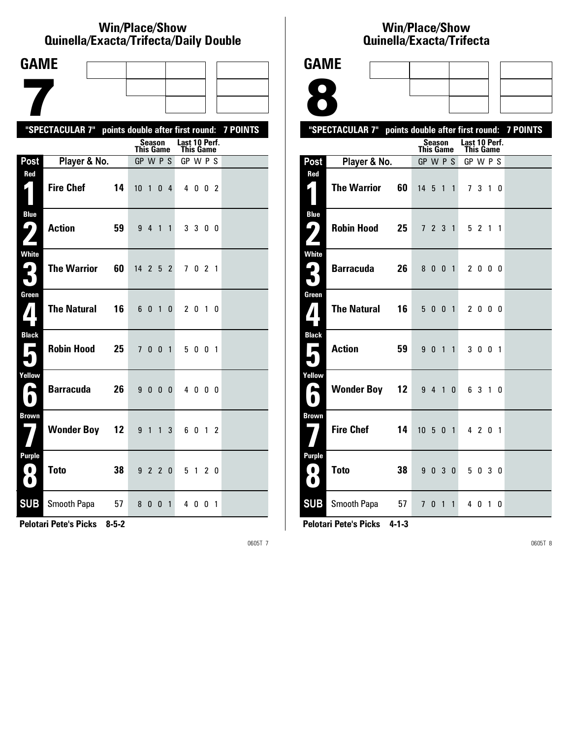## Win/Place/Show
## Quinella/Exacta/Trifecta/Daily Double

# GAME 7

"SPECTACULAR 7" points double after first round: 7 POINTS

| Post | Player & No. | | Season This Game GP W P S | Last 10 Perf. This Game GP W P S |
|---|---|---|---|---|
| Red 1 | Fire Chef | 14 | 10 1 0 4 | 4 0 0 2 |
| Blue 2 | Action | 59 | 9 4 1 1 | 3 3 0 0 |
| White 3 | The Warrior | 60 | 14 2 5 2 | 7 0 2 1 |
| Green 4 | The Natural | 16 | 6 0 1 0 | 2 0 1 0 |
| Black 5 | Robin Hood | 25 | 7 0 0 1 | 5 0 0 1 |
| Yellow 6 | Barracuda | 26 | 9 0 0 0 | 4 0 0 0 |
| Brown 7 | Wonder Boy | 12 | 9 1 1 3 | 6 0 1 2 |
| Purple 8 | Toto | 38 | 9 2 2 0 | 5 1 2 0 |
| SUB | Smooth Papa | 57 | 8 0 0 1 | 4 0 0 1 |

**Pelotari Pete's Picks 8-5-2**

## Win/Place/Show
## Quinella/Exacta/Trifecta

# GAME 8

"SPECTACULAR 7" points double after first round: 7 POINTS

| Post | Player & No. | | Season This Game GP W P S | Last 10 Perf. This Game GP W P S |
|---|---|---|---|---|
| Red 1 | The Warrior | 60 | 14 5 1 1 | 7 3 1 0 |
| Blue 2 | Robin Hood | 25 | 7 2 3 1 | 5 2 1 1 |
| White 3 | Barracuda | 26 | 8 0 0 1 | 2 0 0 0 |
| Green 4 | The Natural | 16 | 5 0 0 1 | 2 0 0 0 |
| Black 5 | Action | 59 | 9 0 1 1 | 3 0 0 1 |
| Yellow 6 | Wonder Boy | 12 | 9 4 1 0 | 6 3 1 0 |
| Brown 7 | Fire Chef | 14 | 10 5 0 1 | 4 2 0 1 |
| Purple 8 | Toto | 38 | 9 0 3 0 | 5 0 3 0 |
| SUB | Smooth Papa | 57 | 7 0 1 1 | 4 0 1 0 |

**Pelotari Pete's Picks 4-1-3**